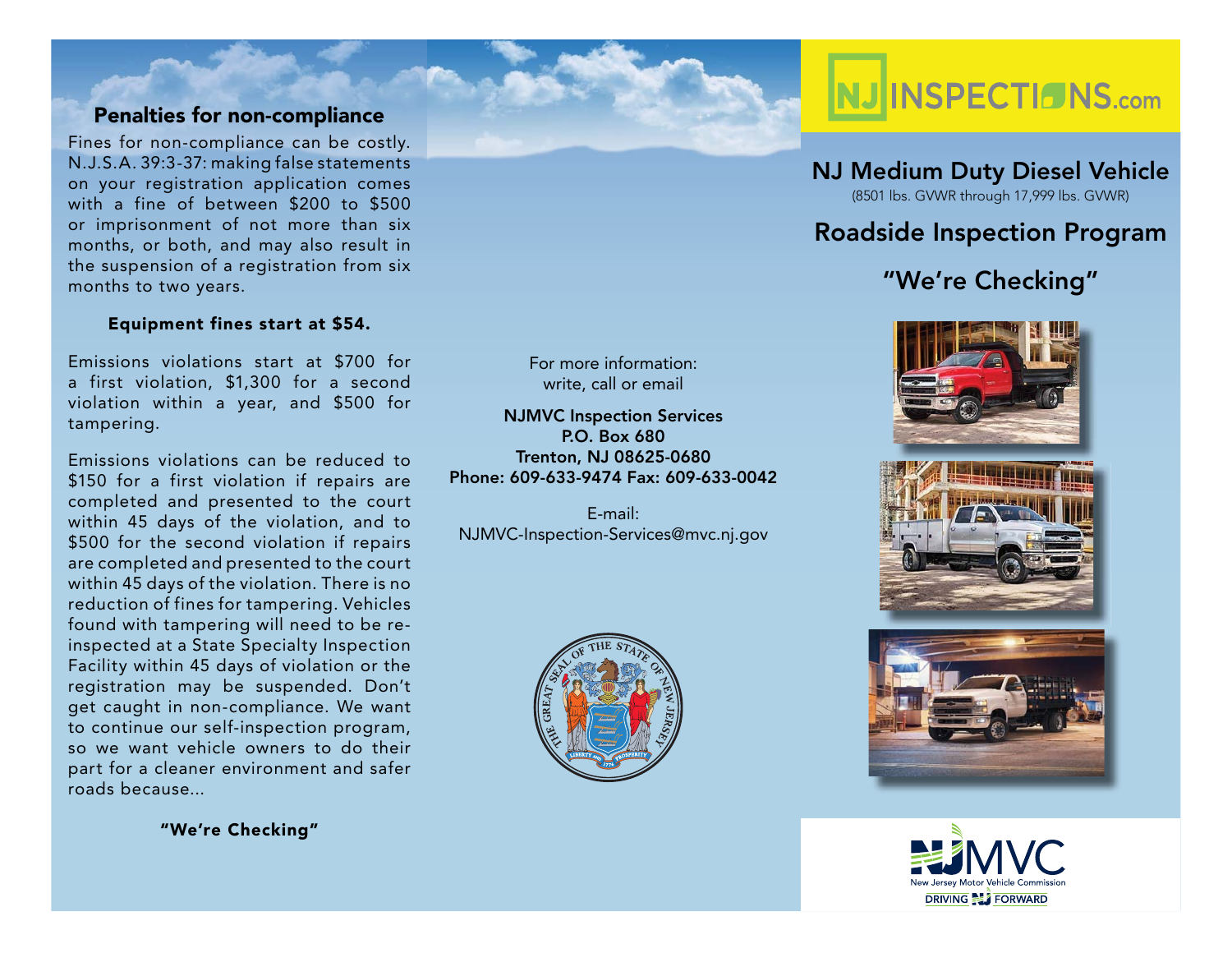## Penalties for non-compliance

Fines for non-compliance can be costly. N.J.S.A. 39:3-37: making false statements on your registration application comes with a fine of between $200 to $500 or imprisonment of not more than six months, or both, and may also result in the suspension of a registration from six months to two years.

**Equipment fines start at $54.**

Emissions violations start at $700 for a first violation, $1,300 for a second violation within a year, and $500 for tampering.

Emissions violations can be reduced to $150 for a first violation if repairs are completed and presented to the court within 45 days of the violation, and to $500 for the second violation if repairs are completed and presented to the court within 45 days of the violation. There is no reduction of fines for tampering. Vehicles found with tampering will need to be re-inspected at a State Specialty Inspection Facility within 45 days of violation or the registration may be suspended. Don't get caught in non-compliance. We want to continue our self-inspection program, so we want vehicle owners to do their part for a cleaner environment and safer roads because...

**"We're Checking"**

For more information:
write, call or email

**NJMVC Inspection Services**
**P.O. Box 680**
**Trenton, NJ 08625-0680**
**Phone: 609-633-9474 Fax: 609-633-0042**

E-mail:
NJMVC-Inspection-Services@mvc.nj.gov

NJ INSPECTIONS.com

# NJ Medium Duty Diesel Vehicle

(8501 lbs. GVWR through 17,999 lbs. GVWR)

# Roadside Inspection Program

## "We're Checking"

NJMVC
New Jersey Motor Vehicle Commission
DRIVING NJ FORWARD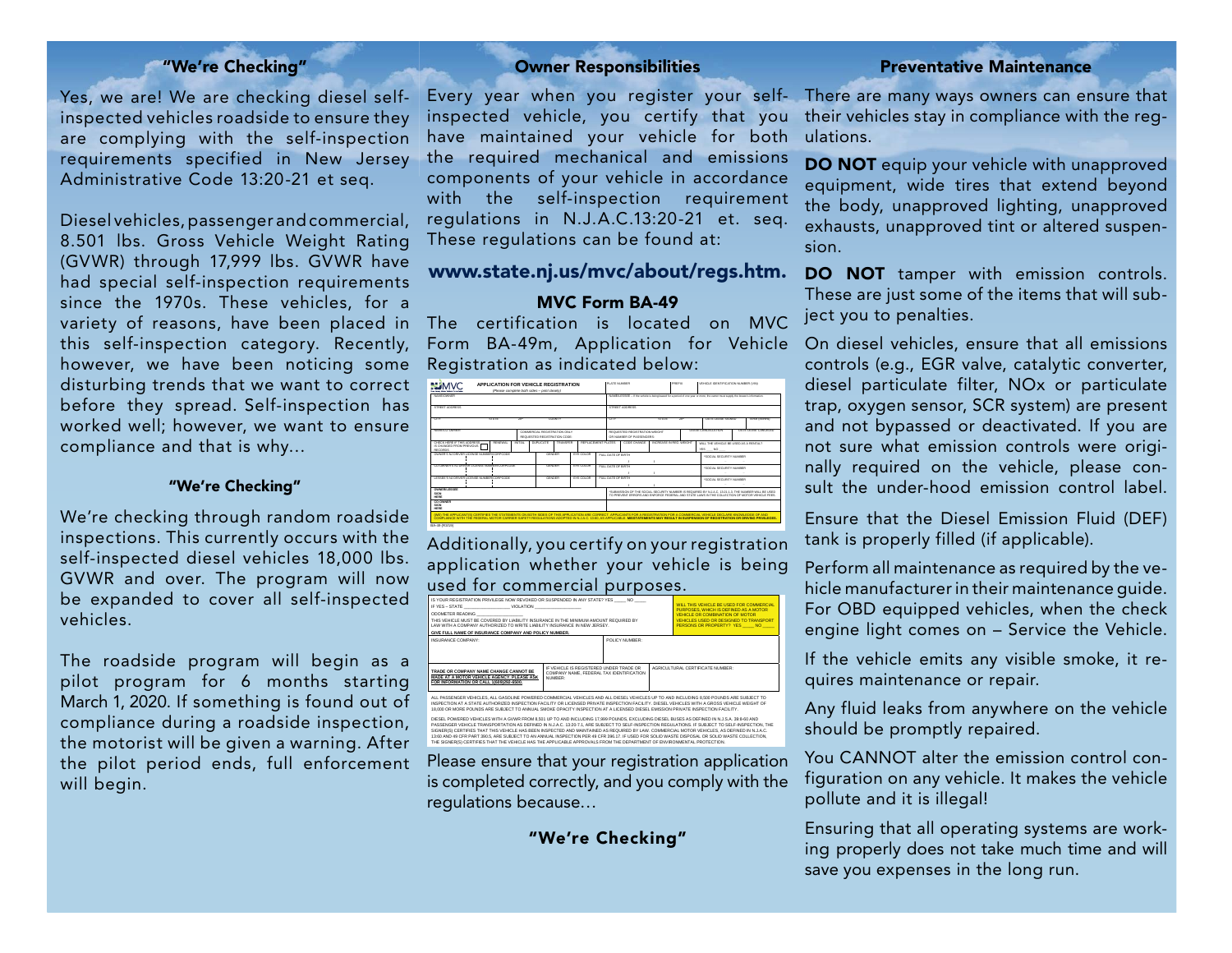## "We're Checking"

Yes, we are! We are checking diesel self-inspected vehicles roadside to ensure they are complying with the self-inspection requirements specified in New Jersey Administrative Code 13:20-21 et seq.

Diesel vehicles, passenger and commercial, 8.501 lbs. Gross Vehicle Weight Rating (GVWR) through 17,999 lbs. GVWR have had special self-inspection requirements since the 1970s. These vehicles, for a variety of reasons, have been placed in this self-inspection category. Recently, however, we have been noticing some disturbing trends that we want to correct before they spread. Self-inspection has worked well; however, we want to ensure compliance and that is why...

### "We're Checking"

We're checking through random roadside inspections. This currently occurs with the self-inspected diesel vehicles 18,000 lbs. GVWR and over. The program will now be expanded to cover all self-inspected vehicles.

The roadside program will begin as a pilot program for 6 months starting March 1, 2020. If something is found out of compliance during a roadside inspection, the motorist will be given a warning. After the pilot period ends, full enforcement will begin.

## Owner Responsibilities

Every year when you register your self-inspected vehicle, you certify that you have maintained your vehicle for both the required mechanical and emissions components of your vehicle in accordance with the self-inspection requirement regulations in N.J.A.C.13:20-21 et. seq. These regulations can be found at:

**www.state.nj.us/mvc/about/regs.htm.**

### MVC Form BA-49

The certification is located on MVC Form BA-49m, Application for Vehicle Registration as indicated below:

Additionally, you certify on your registration application whether your vehicle is being used for commercial purposes.

Please ensure that your registration application is completed correctly, and you comply with the regulations because...

### "We're Checking"

## Preventative Maintenance

There are many ways owners can ensure that their vehicles stay in compliance with the regulations.

**DO NOT** equip your vehicle with unapproved equipment, wide tires that extend beyond the body, unapproved lighting, unapproved exhausts, unapproved tint or altered suspension.

**DO NOT** tamper with emission controls. These are just some of the items that will subject you to penalties.

On diesel vehicles, ensure that all emissions controls (e.g., EGR valve, catalytic converter, diesel particulate filter, NOx or particulate trap, oxygen sensor, SCR system) are present and not bypassed or deactivated. If you are not sure what emission controls were originally required on the vehicle, please consult the under-hood emission control label.

Ensure that the Diesel Emission Fluid (DEF) tank is properly filled (if applicable).

Perform all maintenance as required by the vehicle manufacturer in their maintenance guide. For OBD equipped vehicles, when the check engine light comes on – Service the Vehicle.

If the vehicle emits any visible smoke, it requires maintenance or repair.

Any fluid leaks from anywhere on the vehicle should be promptly repaired.

You CANNOT alter the emission control configuration on any vehicle. It makes the vehicle pollute and it is illegal!

Ensuring that all operating systems are working properly does not take much time and will save you expenses in the long run.